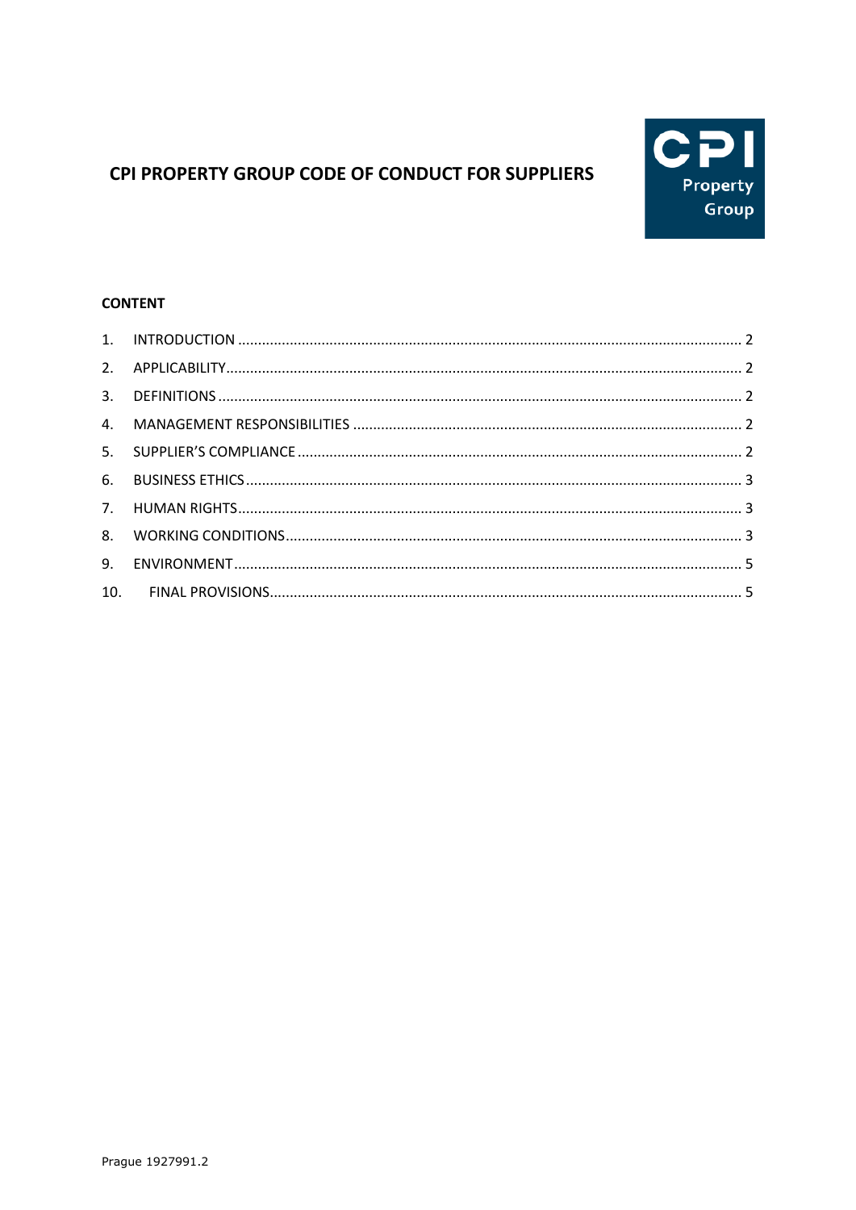# CPI PROPERTY GROUP CODE OF CONDUCT FOR SUPPLIERS

**CONTENT**

1. INTRODUCTION ..... 2
2. APPLICABILITY ..... 2
3. DEFINITIONS ..... 2
4. MANAGEMENT RESPONSIBILITIES ..... 2
5. SUPPLIER'S COMPLIANCE ..... 2
6. BUSINESS ETHICS ..... 3
7. HUMAN RIGHTS ..... 3
8. WORKING CONDITIONS ..... 3
9. ENVIRONMENT ..... 5
10. FINAL PROVISIONS ..... 5

Prague 1927991.2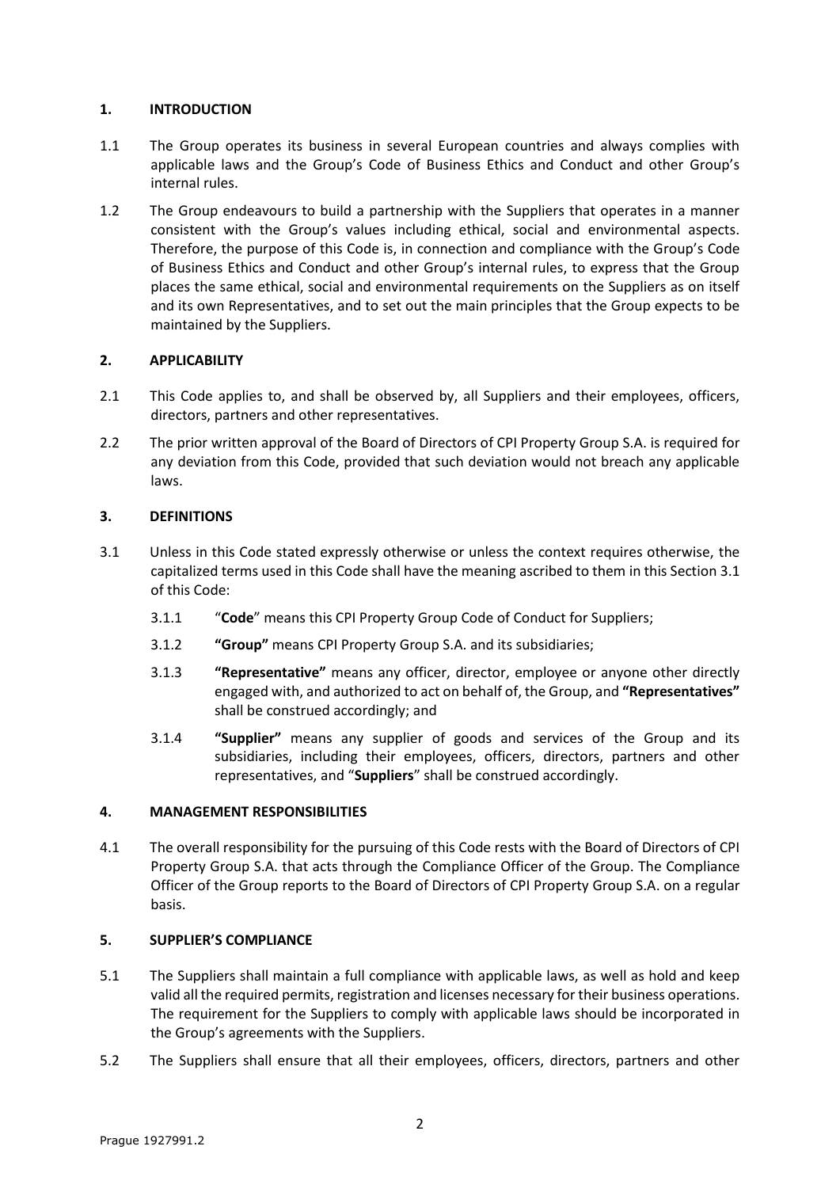## 1. INTRODUCTION

1.1 The Group operates its business in several European countries and always complies with applicable laws and the Group's Code of Business Ethics and Conduct and other Group's internal rules.

1.2 The Group endeavours to build a partnership with the Suppliers that operates in a manner consistent with the Group's values including ethical, social and environmental aspects. Therefore, the purpose of this Code is, in connection and compliance with the Group's Code of Business Ethics and Conduct and other Group's internal rules, to express that the Group places the same ethical, social and environmental requirements on the Suppliers as on itself and its own Representatives, and to set out the main principles that the Group expects to be maintained by the Suppliers.

## 2. APPLICABILITY

2.1 This Code applies to, and shall be observed by, all Suppliers and their employees, officers, directors, partners and other representatives.

2.2 The prior written approval of the Board of Directors of CPI Property Group S.A. is required for any deviation from this Code, provided that such deviation would not breach any applicable laws.

## 3. DEFINITIONS

3.1 Unless in this Code stated expressly otherwise or unless the context requires otherwise, the capitalized terms used in this Code shall have the meaning ascribed to them in this Section 3.1 of this Code:

3.1.1 "**Code**" means this CPI Property Group Code of Conduct for Suppliers;

3.1.2 **"Group"** means CPI Property Group S.A. and its subsidiaries;

3.1.3 **"Representative"** means any officer, director, employee or anyone other directly engaged with, and authorized to act on behalf of, the Group, and **"Representatives"** shall be construed accordingly; and

3.1.4 **"Supplier"** means any supplier of goods and services of the Group and its subsidiaries, including their employees, officers, directors, partners and other representatives, and "**Suppliers**" shall be construed accordingly.

## 4. MANAGEMENT RESPONSIBILITIES

4.1 The overall responsibility for the pursuing of this Code rests with the Board of Directors of CPI Property Group S.A. that acts through the Compliance Officer of the Group. The Compliance Officer of the Group reports to the Board of Directors of CPI Property Group S.A. on a regular basis.

## 5. SUPPLIER'S COMPLIANCE

5.1 The Suppliers shall maintain a full compliance with applicable laws, as well as hold and keep valid all the required permits, registration and licenses necessary for their business operations. The requirement for the Suppliers to comply with applicable laws should be incorporated in the Group's agreements with the Suppliers.

5.2 The Suppliers shall ensure that all their employees, officers, directors, partners and other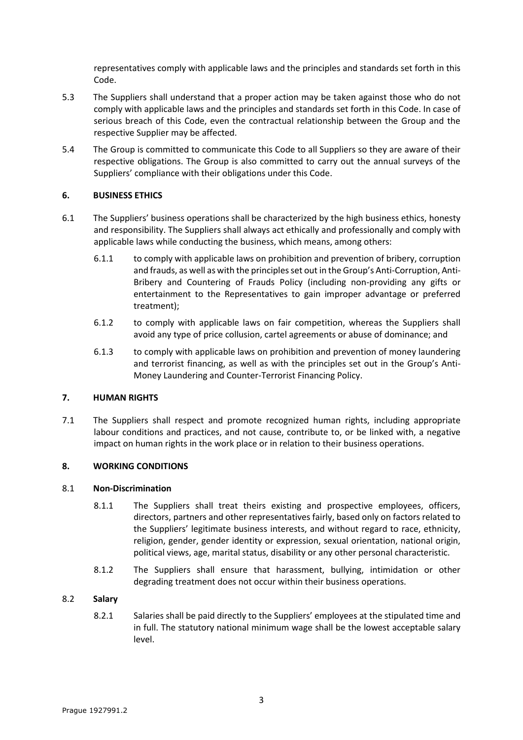representatives comply with applicable laws and the principles and standards set forth in this Code.

5.3 The Suppliers shall understand that a proper action may be taken against those who do not comply with applicable laws and the principles and standards set forth in this Code. In case of serious breach of this Code, even the contractual relationship between the Group and the respective Supplier may be affected.

5.4 The Group is committed to communicate this Code to all Suppliers so they are aware of their respective obligations. The Group is also committed to carry out the annual surveys of the Suppliers' compliance with their obligations under this Code.

## 6. BUSINESS ETHICS

6.1 The Suppliers' business operations shall be characterized by the high business ethics, honesty and responsibility. The Suppliers shall always act ethically and professionally and comply with applicable laws while conducting the business, which means, among others:

6.1.1 to comply with applicable laws on prohibition and prevention of bribery, corruption and frauds, as well as with the principles set out in the Group's Anti-Corruption, Anti-Bribery and Countering of Frauds Policy (including non-providing any gifts or entertainment to the Representatives to gain improper advantage or preferred treatment);

6.1.2 to comply with applicable laws on fair competition, whereas the Suppliers shall avoid any type of price collusion, cartel agreements or abuse of dominance; and

6.1.3 to comply with applicable laws on prohibition and prevention of money laundering and terrorist financing, as well as with the principles set out in the Group's Anti-Money Laundering and Counter-Terrorist Financing Policy.

## 7. HUMAN RIGHTS

7.1 The Suppliers shall respect and promote recognized human rights, including appropriate labour conditions and practices, and not cause, contribute to, or be linked with, a negative impact on human rights in the work place or in relation to their business operations.

## 8. WORKING CONDITIONS

### 8.1 Non-Discrimination

8.1.1 The Suppliers shall treat theirs existing and prospective employees, officers, directors, partners and other representatives fairly, based only on factors related to the Suppliers' legitimate business interests, and without regard to race, ethnicity, religion, gender, gender identity or expression, sexual orientation, national origin, political views, age, marital status, disability or any other personal characteristic.

8.1.2 The Suppliers shall ensure that harassment, bullying, intimidation or other degrading treatment does not occur within their business operations.

### 8.2 Salary

8.2.1 Salaries shall be paid directly to the Suppliers' employees at the stipulated time and in full. The statutory national minimum wage shall be the lowest acceptable salary level.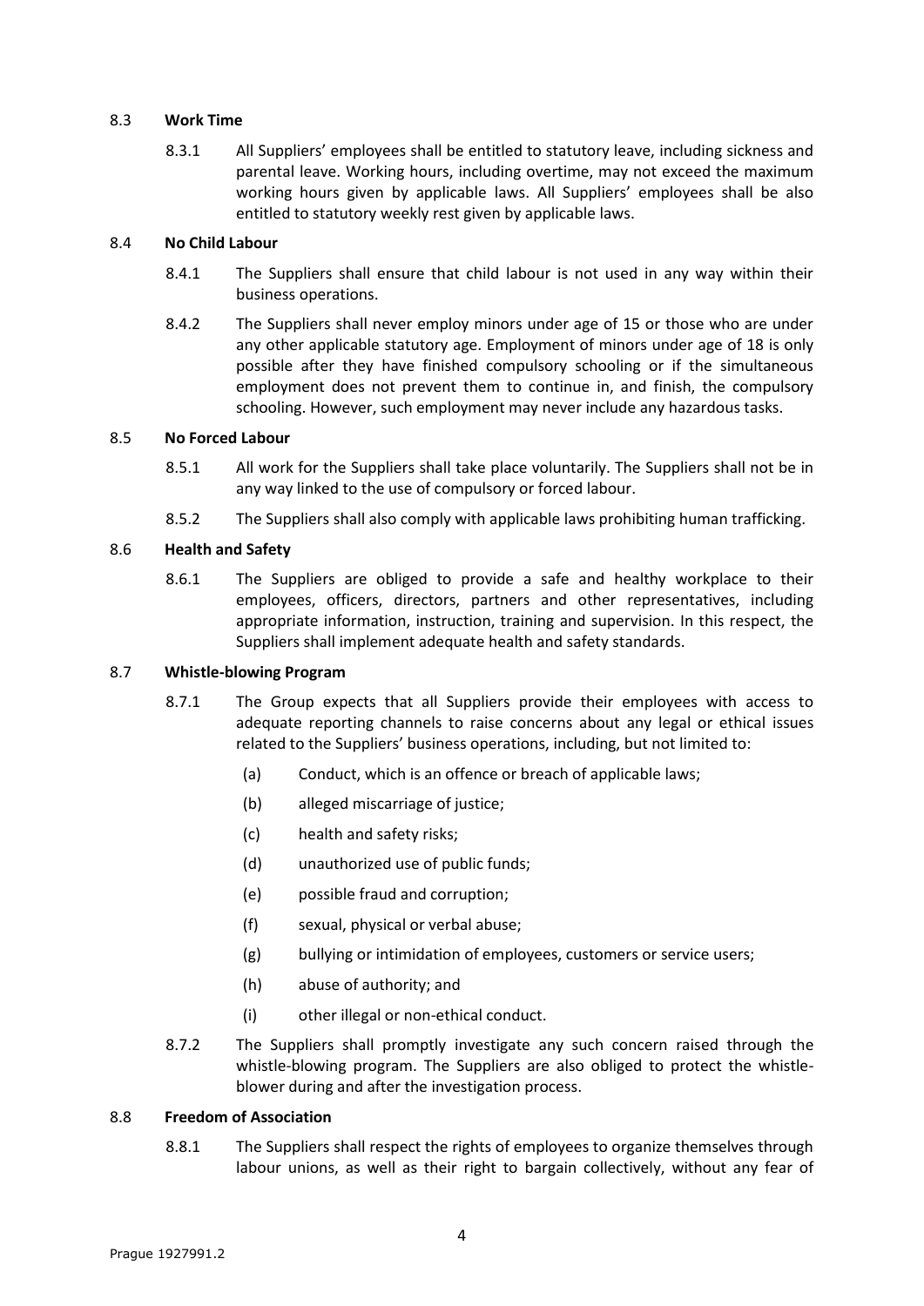**8.3 Work Time**

8.3.1 All Suppliers' employees shall be entitled to statutory leave, including sickness and parental leave. Working hours, including overtime, may not exceed the maximum working hours given by applicable laws. All Suppliers' employees shall be also entitled to statutory weekly rest given by applicable laws.

**8.4 No Child Labour**

8.4.1 The Suppliers shall ensure that child labour is not used in any way within their business operations.

8.4.2 The Suppliers shall never employ minors under age of 15 or those who are under any other applicable statutory age. Employment of minors under age of 18 is only possible after they have finished compulsory schooling or if the simultaneous employment does not prevent them to continue in, and finish, the compulsory schooling. However, such employment may never include any hazardous tasks.

**8.5 No Forced Labour**

8.5.1 All work for the Suppliers shall take place voluntarily. The Suppliers shall not be in any way linked to the use of compulsory or forced labour.

8.5.2 The Suppliers shall also comply with applicable laws prohibiting human trafficking.

**8.6 Health and Safety**

8.6.1 The Suppliers are obliged to provide a safe and healthy workplace to their employees, officers, directors, partners and other representatives, including appropriate information, instruction, training and supervision. In this respect, the Suppliers shall implement adequate health and safety standards.

**8.7 Whistle-blowing Program**

8.7.1 The Group expects that all Suppliers provide their employees with access to adequate reporting channels to raise concerns about any legal or ethical issues related to the Suppliers' business operations, including, but not limited to:

(a) Conduct, which is an offence or breach of applicable laws;

(b) alleged miscarriage of justice;

(c) health and safety risks;

(d) unauthorized use of public funds;

(e) possible fraud and corruption;

(f) sexual, physical or verbal abuse;

(g) bullying or intimidation of employees, customers or service users;

(h) abuse of authority; and

(i) other illegal or non-ethical conduct.

8.7.2 The Suppliers shall promptly investigate any such concern raised through the whistle-blowing program. The Suppliers are also obliged to protect the whistle-blower during and after the investigation process.

**8.8 Freedom of Association**

8.8.1 The Suppliers shall respect the rights of employees to organize themselves through labour unions, as well as their right to bargain collectively, without any fear of

Prague 1927991.2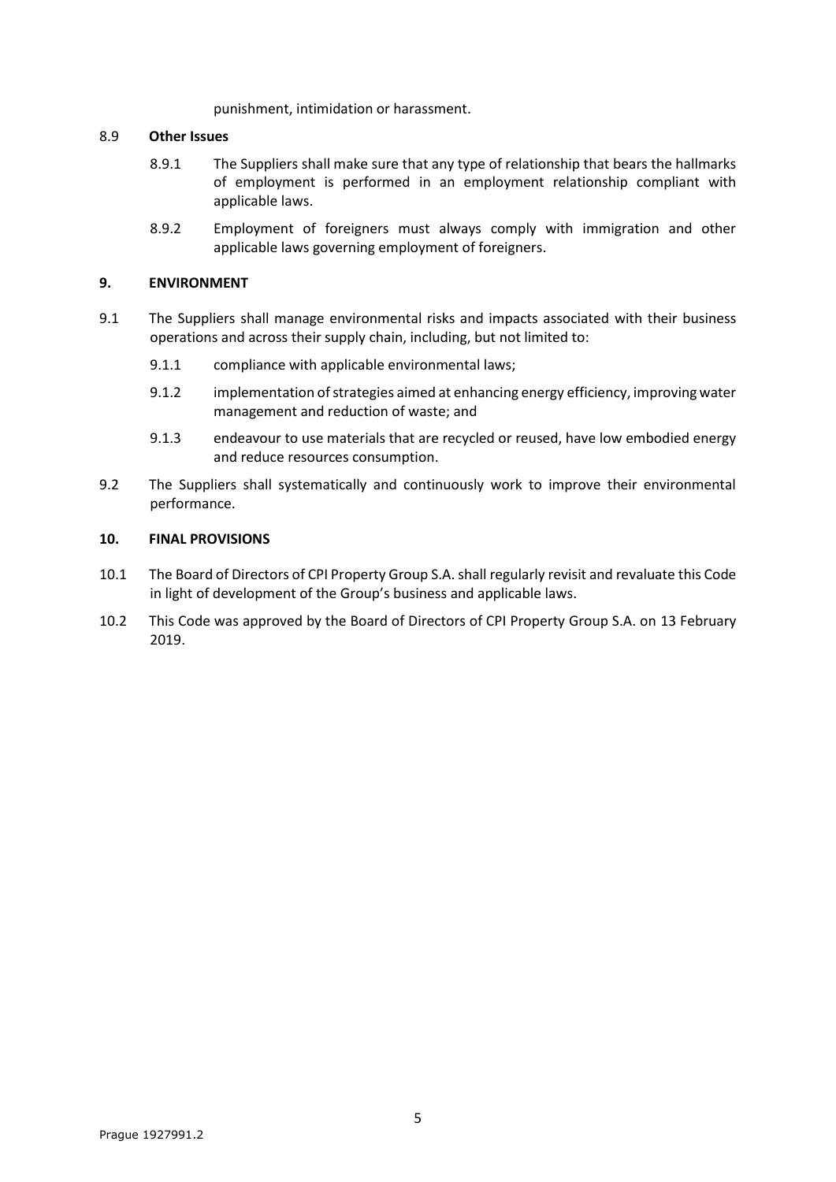punishment, intimidation or harassment.

8.9 **Other Issues**

8.9.1 The Suppliers shall make sure that any type of relationship that bears the hallmarks of employment is performed in an employment relationship compliant with applicable laws.

8.9.2 Employment of foreigners must always comply with immigration and other applicable laws governing employment of foreigners.

## 9. ENVIRONMENT

9.1 The Suppliers shall manage environmental risks and impacts associated with their business operations and across their supply chain, including, but not limited to:

9.1.1 compliance with applicable environmental laws;

9.1.2 implementation of strategies aimed at enhancing energy efficiency, improving water management and reduction of waste; and

9.1.3 endeavour to use materials that are recycled or reused, have low embodied energy and reduce resources consumption.

9.2 The Suppliers shall systematically and continuously work to improve their environmental performance.

## 10. FINAL PROVISIONS

10.1 The Board of Directors of CPI Property Group S.A. shall regularly revisit and revaluate this Code in light of development of the Group's business and applicable laws.

10.2 This Code was approved by the Board of Directors of CPI Property Group S.A. on 13 February 2019.